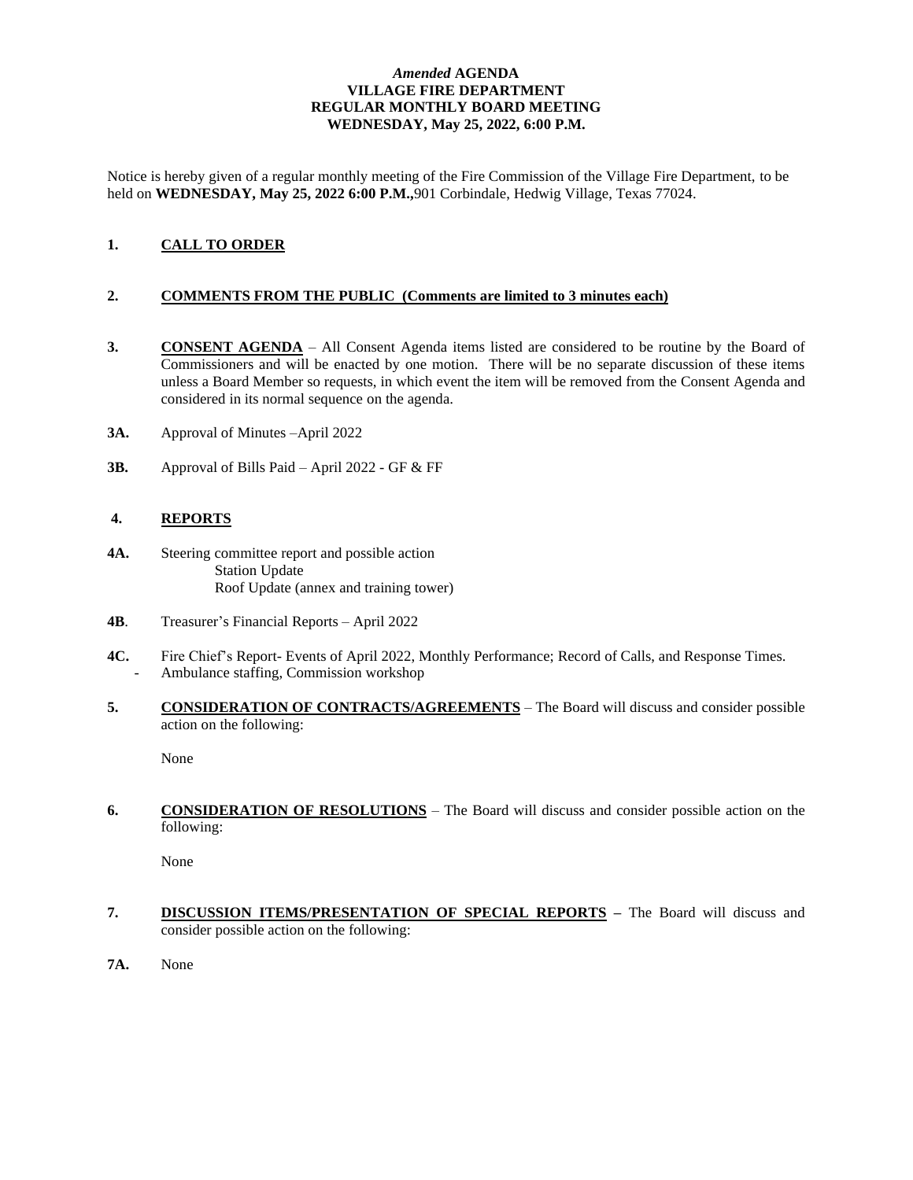# *Amended* AGENDA
# VILLAGE FIRE DEPARTMENT
# REGULAR MONTHLY BOARD MEETING
# WEDNESDAY, May 25, 2022, 6:00 P.M.

Notice is hereby given of a regular monthly meeting of the Fire Commission of the Village Fire Department, to be held on **WEDNESDAY, May 25, 2022 6:00 P.M.,**901 Corbindale, Hedwig Village, Texas 77024.

**1.** **CALL TO ORDER**

**2.** **COMMENTS FROM THE PUBLIC (Comments are limited to 3 minutes each)**

**3.** **CONSENT AGENDA** – All Consent Agenda items listed are considered to be routine by the Board of Commissioners and will be enacted by one motion. There will be no separate discussion of these items unless a Board Member so requests, in which event the item will be removed from the Consent Agenda and considered in its normal sequence on the agenda.

**3A.** Approval of Minutes –April 2022

**3B.** Approval of Bills Paid – April 2022 - GF & FF

**4.** **REPORTS**

**4A.** Steering committee report and possible action
- Station Update
- Roof Update (annex and training tower)

**4B**. Treasurer's Financial Reports – April 2022

**4C.** Fire Chief's Report- Events of April 2022, Monthly Performance; Record of Calls, and Response Times.
- Ambulance staffing, Commission workshop

**5.** **CONSIDERATION OF CONTRACTS/AGREEMENTS** – The Board will discuss and consider possible action on the following:

None

**6.** **CONSIDERATION OF RESOLUTIONS** – The Board will discuss and consider possible action on the following:

None

**7.** **DISCUSSION ITEMS/PRESENTATION OF SPECIAL REPORTS –** The Board will discuss and consider possible action on the following:

**7A.** None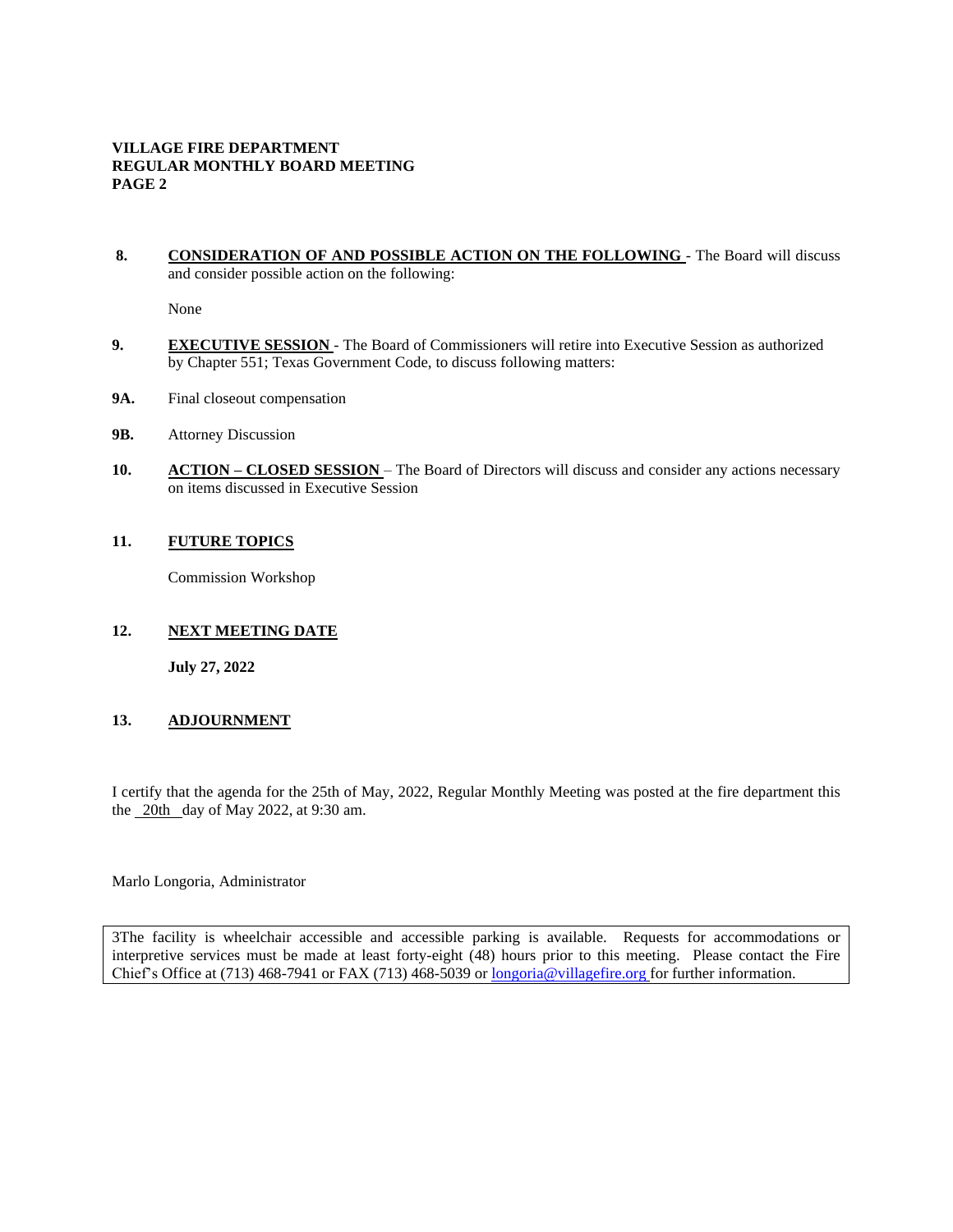**8.** **CONSIDERATION OF AND POSSIBLE ACTION ON THE FOLLOWING** - The Board will discuss and consider possible action on the following:

None

**9.** **EXECUTIVE SESSION** - The Board of Commissioners will retire into Executive Session as authorized by Chapter 551; Texas Government Code, to discuss following matters:

**9A.** Final closeout compensation

**9B.** Attorney Discussion

**10.** **ACTION – CLOSED SESSION** – The Board of Directors will discuss and consider any actions necessary on items discussed in Executive Session

**11.** **FUTURE TOPICS**

Commission Workshop

**12.** **NEXT MEETING DATE**

**July 27, 2022**

**13.** **ADJOURNMENT**

I certify that the agenda for the 25th of May, 2022, Regular Monthly Meeting was posted at the fire department this the 20th day of May 2022, at 9:30 am.

Marlo Longoria, Administrator

3The facility is wheelchair accessible and accessible parking is available. Requests for accommodations or interpretive services must be made at least forty-eight (48) hours prior to this meeting. Please contact the Fire Chief's Office at (713) 468-7941 or FAX (713) 468-5039 or longoria@villagefire.org for further information.